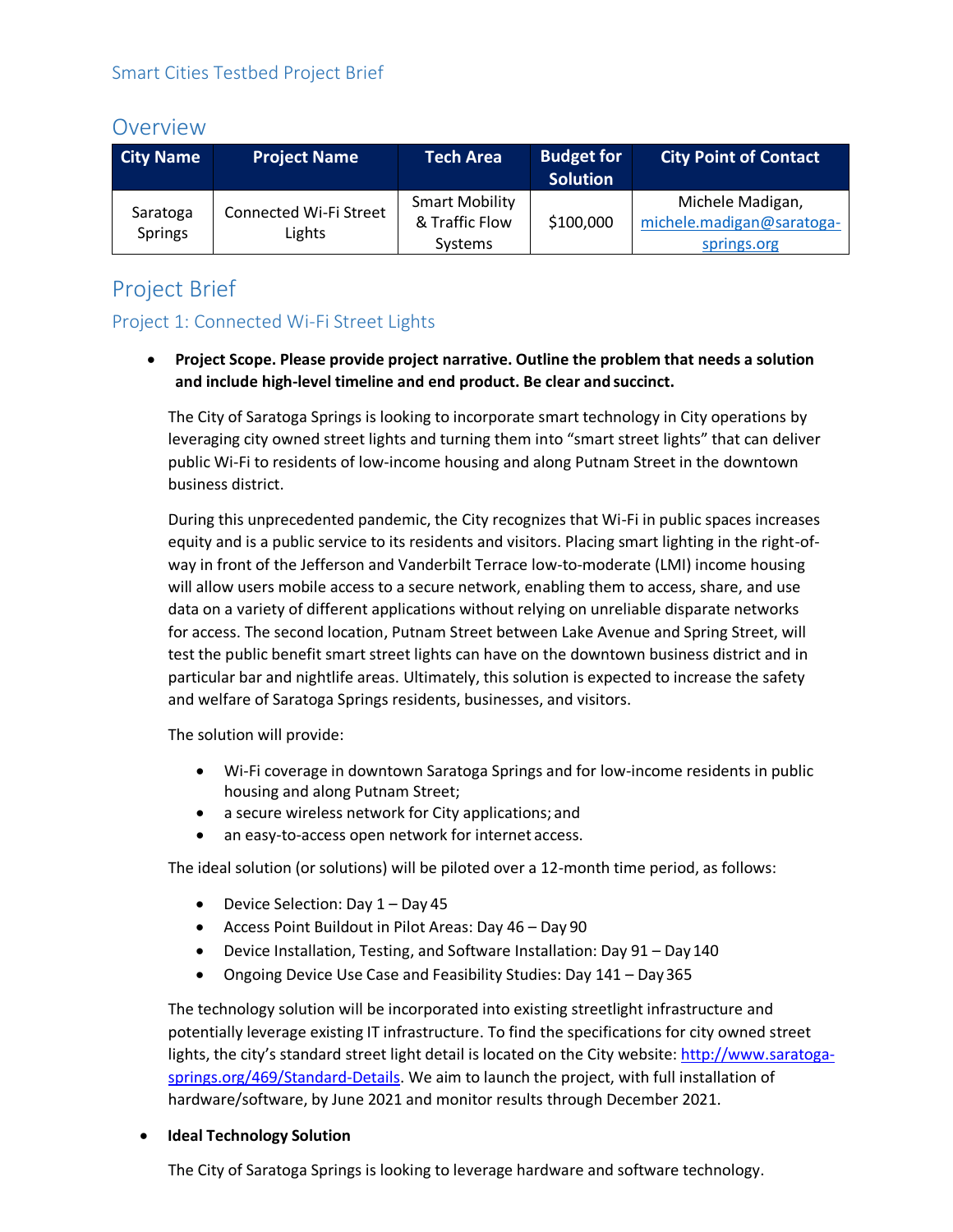Smart Cities Testbed Project Brief

## Overview

| City Name | Project Name | Tech Area | Budget for Solution | City Point of Contact |
|---|---|---|---|---|
| Saratoga Springs | Connected Wi-Fi Street Lights | Smart Mobility & Traffic Flow Systems | $100,000 | Michele Madigan, michele.madigan@saratoga-springs.org |

## Project Brief

### Project 1: Connected Wi-Fi Street Lights

- **Project Scope. Please provide project narrative. Outline the problem that needs a solution and include high-level timeline and end product. Be clear and succinct.**

  The City of Saratoga Springs is looking to incorporate smart technology in City operations by leveraging city owned street lights and turning them into "smart street lights" that can deliver public Wi-Fi to residents of low-income housing and along Putnam Street in the downtown business district.

  During this unprecedented pandemic, the City recognizes that Wi-Fi in public spaces increases equity and is a public service to its residents and visitors. Placing smart lighting in the right-of-way in front of the Jefferson and Vanderbilt Terrace low-to-moderate (LMI) income housing will allow users mobile access to a secure network, enabling them to access, share, and use data on a variety of different applications without relying on unreliable disparate networks for access. The second location, Putnam Street between Lake Avenue and Spring Street, will test the public benefit smart street lights can have on the downtown business district and in particular bar and nightlife areas. Ultimately, this solution is expected to increase the safety and welfare of Saratoga Springs residents, businesses, and visitors.

  The solution will provide:

  - Wi-Fi coverage in downtown Saratoga Springs and for low-income residents in public housing and along Putnam Street;
  - a secure wireless network for City applications; and
  - an easy-to-access open network for internet access.

  The ideal solution (or solutions) will be piloted over a 12-month time period, as follows:

  - Device Selection: Day 1 – Day 45
  - Access Point Buildout in Pilot Areas: Day 46 – Day 90
  - Device Installation, Testing, and Software Installation: Day 91 – Day 140
  - Ongoing Device Use Case and Feasibility Studies: Day 141 – Day 365

  The technology solution will be incorporated into existing streetlight infrastructure and potentially leverage existing IT infrastructure. To find the specifications for city owned street lights, the city's standard street light detail is located on the City website: http://www.saratoga-springs.org/469/Standard-Details. We aim to launch the project, with full installation of hardware/software, by June 2021 and monitor results through December 2021.

- **Ideal Technology Solution**

  The City of Saratoga Springs is looking to leverage hardware and software technology.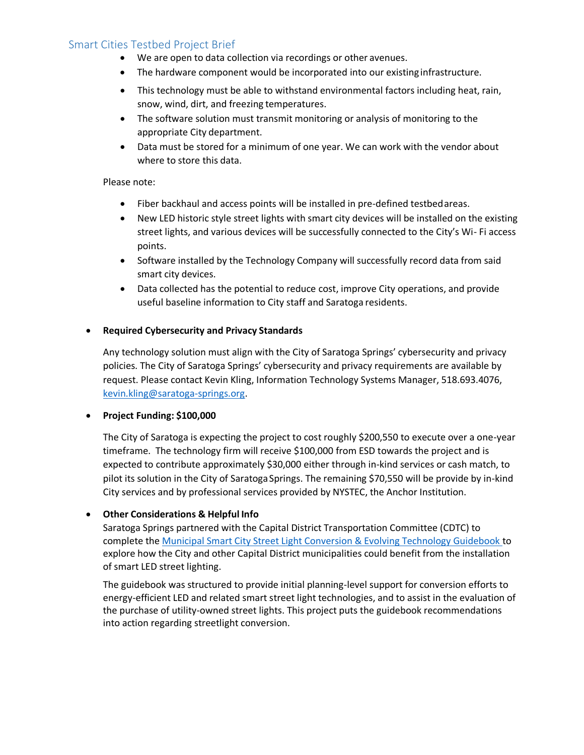## Smart Cities Testbed Project Brief

- We are open to data collection via recordings or other avenues.
- The hardware component would be incorporated into our existing infrastructure.
- This technology must be able to withstand environmental factors including heat, rain, snow, wind, dirt, and freezing temperatures.
- The software solution must transmit monitoring or analysis of monitoring to the appropriate City department.
- Data must be stored for a minimum of one year. We can work with the vendor about where to store this data.

Please note:

- Fiber backhaul and access points will be installed in pre-defined testbed areas.
- New LED historic style street lights with smart city devices will be installed on the existing street lights, and various devices will be successfully connected to the City's Wi- Fi access points.
- Software installed by the Technology Company will successfully record data from said smart city devices.
- Data collected has the potential to reduce cost, improve City operations, and provide useful baseline information to City staff and Saratoga residents.

- **Required Cybersecurity and Privacy Standards**

  Any technology solution must align with the City of Saratoga Springs' cybersecurity and privacy policies. The City of Saratoga Springs' cybersecurity and privacy requirements are available by request. Please contact Kevin Kling, Information Technology Systems Manager, 518.693.4076, kevin.kling@saratoga-springs.org.

- **Project Funding: $100,000**

  The City of Saratoga is expecting the project to cost roughly $200,550 to execute over a one-year timeframe. The technology firm will receive $100,000 from ESD towards the project and is expected to contribute approximately $30,000 either through in-kind services or cash match, to pilot its solution in the City of Saratoga Springs. The remaining $70,550 will be provide by in-kind City services and by professional services provided by NYSTEC, the Anchor Institution.

- **Other Considerations & Helpful Info**

  Saratoga Springs partnered with the Capital District Transportation Committee (CDTC) to complete the Municipal Smart City Street Light Conversion & Evolving Technology Guidebook to explore how the City and other Capital District municipalities could benefit from the installation of smart LED street lighting.

  The guidebook was structured to provide initial planning-level support for conversion efforts to energy-efficient LED and related smart street light technologies, and to assist in the evaluation of the purchase of utility-owned street lights. This project puts the guidebook recommendations into action regarding streetlight conversion.